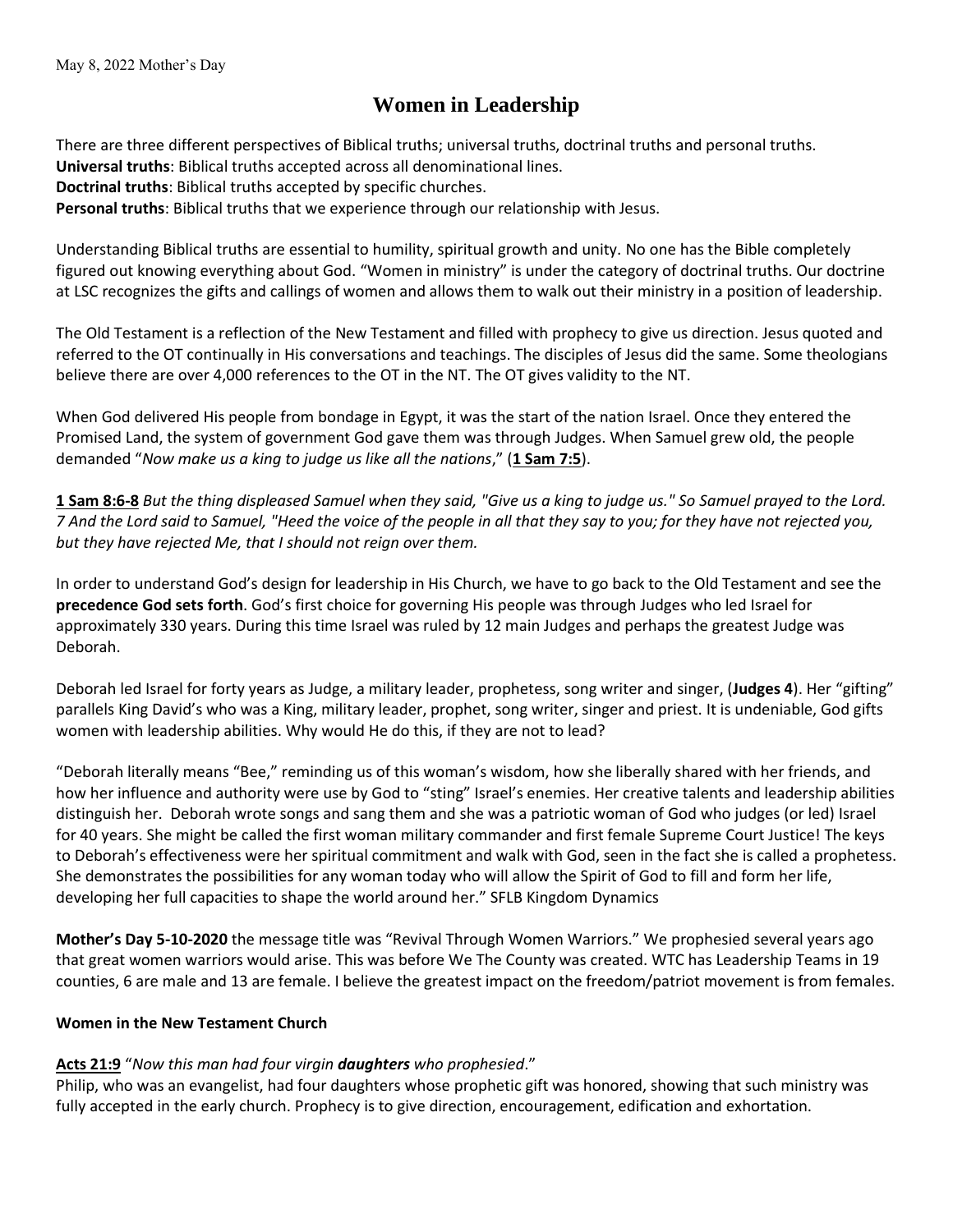May 8, 2022 Mother's Day

# Women in Leadership

There are three different perspectives of Biblical truths; universal truths, doctrinal truths and personal truths.
**Universal truths**: Biblical truths accepted across all denominational lines.
**Doctrinal truths**: Biblical truths accepted by specific churches.
**Personal truths**: Biblical truths that we experience through our relationship with Jesus.

Understanding Biblical truths are essential to humility, spiritual growth and unity. No one has the Bible completely figured out knowing everything about God. "Women in ministry" is under the category of doctrinal truths. Our doctrine at LSC recognizes the gifts and callings of women and allows them to walk out their ministry in a position of leadership.

The Old Testament is a reflection of the New Testament and filled with prophecy to give us direction. Jesus quoted and referred to the OT continually in His conversations and teachings. The disciples of Jesus did the same. Some theologians believe there are over 4,000 references to the OT in the NT. The OT gives validity to the NT.

When God delivered His people from bondage in Egypt, it was the start of the nation Israel. Once they entered the Promised Land, the system of government God gave them was through Judges. When Samuel grew old, the people demanded "*Now make us a king to judge us like all the nations*," (**1 Sam 7:5**).

**1 Sam 8:6-8** *But the thing displeased Samuel when they said, "Give us a king to judge us." So Samuel prayed to the Lord. 7 And the Lord said to Samuel, "Heed the voice of the people in all that they say to you; for they have not rejected you, but they have rejected Me, that I should not reign over them.*

In order to understand God's design for leadership in His Church, we have to go back to the Old Testament and see the **precedence God sets forth**. God's first choice for governing His people was through Judges who led Israel for approximately 330 years. During this time Israel was ruled by 12 main Judges and perhaps the greatest Judge was Deborah.

Deborah led Israel for forty years as Judge, a military leader, prophetess, song writer and singer, (**Judges 4**). Her "gifting" parallels King David's who was a King, military leader, prophet, song writer, singer and priest. It is undeniable, God gifts women with leadership abilities. Why would He do this, if they are not to lead?

"Deborah literally means "Bee," reminding us of this woman's wisdom, how she liberally shared with her friends, and how her influence and authority were use by God to "sting" Israel's enemies. Her creative talents and leadership abilities distinguish her. Deborah wrote songs and sang them and she was a patriotic woman of God who judges (or led) Israel for 40 years. She might be called the first woman military commander and first female Supreme Court Justice! The keys to Deborah's effectiveness were her spiritual commitment and walk with God, seen in the fact she is called a prophetess. She demonstrates the possibilities for any woman today who will allow the Spirit of God to fill and form her life, developing her full capacities to shape the world around her." SFLB Kingdom Dynamics

**Mother's Day 5-10-2020** the message title was "Revival Through Women Warriors." We prophesied several years ago that great women warriors would arise. This was before We The County was created. WTC has Leadership Teams in 19 counties, 6 are male and 13 are female. I believe the greatest impact on the freedom/patriot movement is from females.

**Women in the New Testament Church**

**Acts 21:9** "*Now this man had four virgin **daughters** who prophesied*."
Philip, who was an evangelist, had four daughters whose prophetic gift was honored, showing that such ministry was fully accepted in the early church. Prophecy is to give direction, encouragement, edification and exhortation.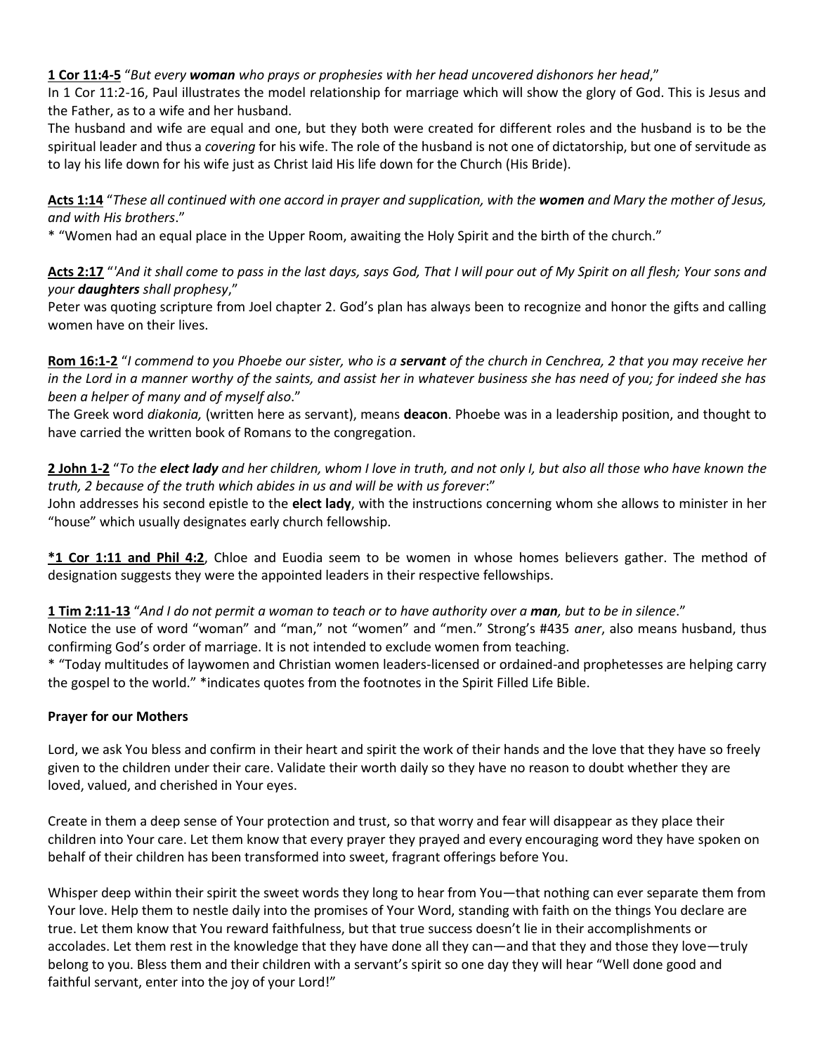**1 Cor 11:4-5** "*But every **woman** who prays or prophesies with her head uncovered dishonors her head*,"

In 1 Cor 11:2-16, Paul illustrates the model relationship for marriage which will show the glory of God. This is Jesus and the Father, as to a wife and her husband.

The husband and wife are equal and one, but they both were created for different roles and the husband is to be the spiritual leader and thus a *covering* for his wife. The role of the husband is not one of dictatorship, but one of servitude as to lay his life down for his wife just as Christ laid His life down for the Church (His Bride).

**Acts 1:14** "*These all continued with one accord in prayer and supplication, with the **women** and Mary the mother of Jesus, and with His brothers*."

* "Women had an equal place in the Upper Room, awaiting the Holy Spirit and the birth of the church."

**Acts 2:17** "*'And it shall come to pass in the last days, says God, That I will pour out of My Spirit on all flesh; Your sons and your **daughters** shall prophesy*,"

Peter was quoting scripture from Joel chapter 2. God's plan has always been to recognize and honor the gifts and calling women have on their lives.

**Rom 16:1-2** "*I commend to you Phoebe our sister, who is a **servant** of the church in Cenchrea, 2 that you may receive her in the Lord in a manner worthy of the saints, and assist her in whatever business she has need of you; for indeed she has been a helper of many and of myself also*."

The Greek word *diakonia,* (written here as servant), means **deacon**. Phoebe was in a leadership position, and thought to have carried the written book of Romans to the congregation.

**2 John 1-2** "*To the **elect lady** and her children, whom I love in truth, and not only I, but also all those who have known the truth, 2 because of the truth which abides in us and will be with us forever*:"

John addresses his second epistle to the **elect lady**, with the instructions concerning whom she allows to minister in her "house" which usually designates early church fellowship.

**\*1 Cor 1:11 and Phil 4:2**, Chloe and Euodia seem to be women in whose homes believers gather. The method of designation suggests they were the appointed leaders in their respective fellowships.

**1 Tim 2:11-13** "*And I do not permit a woman to teach or to have authority over a **man**, but to be in silence*."

Notice the use of word "woman" and "man," not "women" and "men." Strong's #435 *aner*, also means husband, thus confirming God's order of marriage. It is not intended to exclude women from teaching.

* "Today multitudes of laywomen and Christian women leaders-licensed or ordained-and prophetesses are helping carry the gospel to the world." *indicates quotes from the footnotes in the Spirit Filled Life Bible.

**Prayer for our Mothers**

Lord, we ask You bless and confirm in their heart and spirit the work of their hands and the love that they have so freely given to the children under their care. Validate their worth daily so they have no reason to doubt whether they are loved, valued, and cherished in Your eyes.

Create in them a deep sense of Your protection and trust, so that worry and fear will disappear as they place their children into Your care. Let them know that every prayer they prayed and every encouraging word they have spoken on behalf of their children has been transformed into sweet, fragrant offerings before You.

Whisper deep within their spirit the sweet words they long to hear from You—that nothing can ever separate them from Your love. Help them to nestle daily into the promises of Your Word, standing with faith on the things You declare are true. Let them know that You reward faithfulness, but that true success doesn't lie in their accomplishments or accolades. Let them rest in the knowledge that they have done all they can—and that they and those they love—truly belong to you. Bless them and their children with a servant's spirit so one day they will hear "Well done good and faithful servant, enter into the joy of your Lord!"